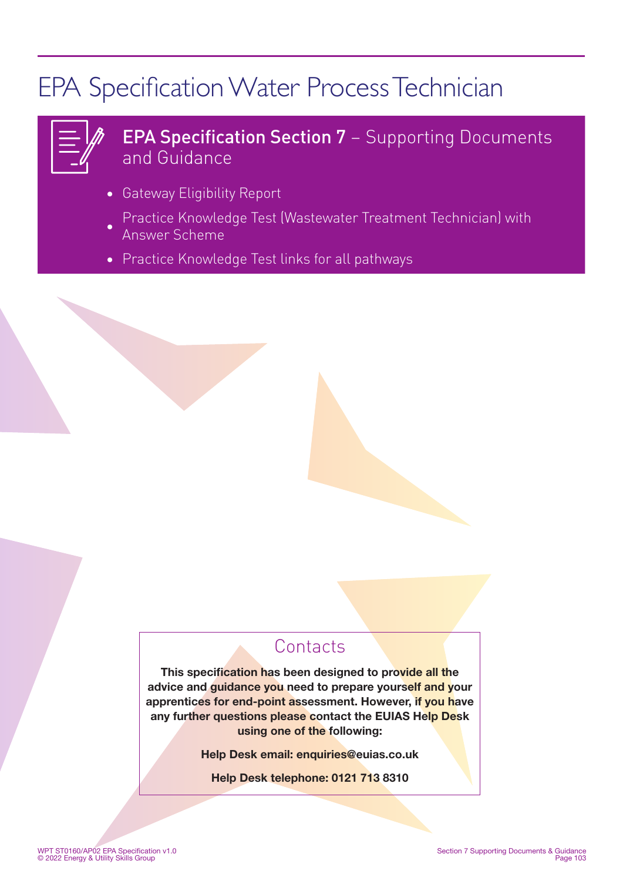# EPA Specification Water Process Technician

## EPA Specification Section 7 – Supporting Documents and Guidance

- Gateway Eligibility Report
- Practice Knowledge Test (Wastewater Treatment Technician) with Answer Scheme
- Practice Knowledge Test links for all pathways

### Contacts

**This specification has been designed to provide all the advice and guidance you need to prepare yourself and your apprentices for end-point assessment. However, if you have any further questions please contact the EUIAS Help Desk using one of the following:**

**Help Desk email: enquiries@euias.co.uk**

**Help Desk telephone: 0121 713 8310**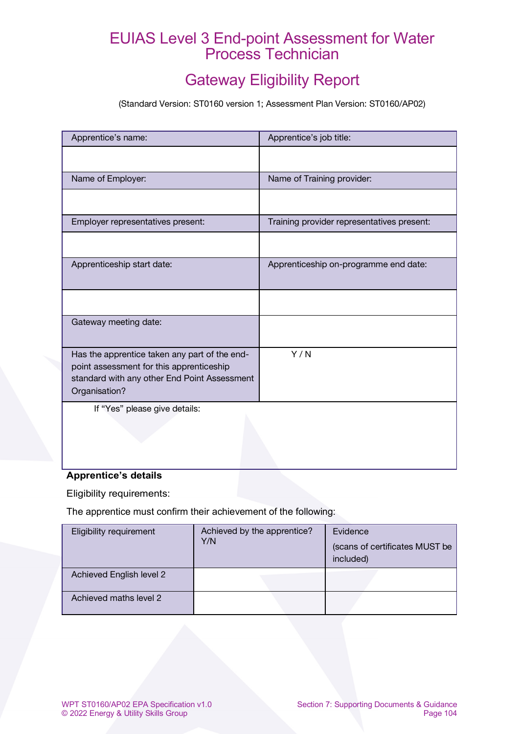# EUIAS Level 3 End-point Assessment for Water Process Technician

## Gateway Eligibility Report

(Standard Version: ST0160 version 1; Assessment Plan Version: ST0160/AP02)

| Apprentice's name: | Apprentice's job title: |
|---|---|
| | |
| Name of Employer: | Name of Training provider: |
| | |
| Employer representatives present: | Training provider representatives present: |
| | |
| Apprenticeship start date: | Apprenticeship on-programme end date: |
| | |
| Gateway meeting date: | |
| Has the apprentice taken any part of the end-point assessment for this apprenticeship standard with any other End Point Assessment Organisation? | Y / N |
| If "Yes" please give details: | |

**Apprentice's details**

Eligibility requirements:

The apprentice must confirm their achievement of the following:

| Eligibility requirement | Achieved by the apprentice? Y/N | Evidence (scans of certificates MUST be included) |
|---|---|---|
| Achieved English level 2 | | |
| Achieved maths level 2 | | |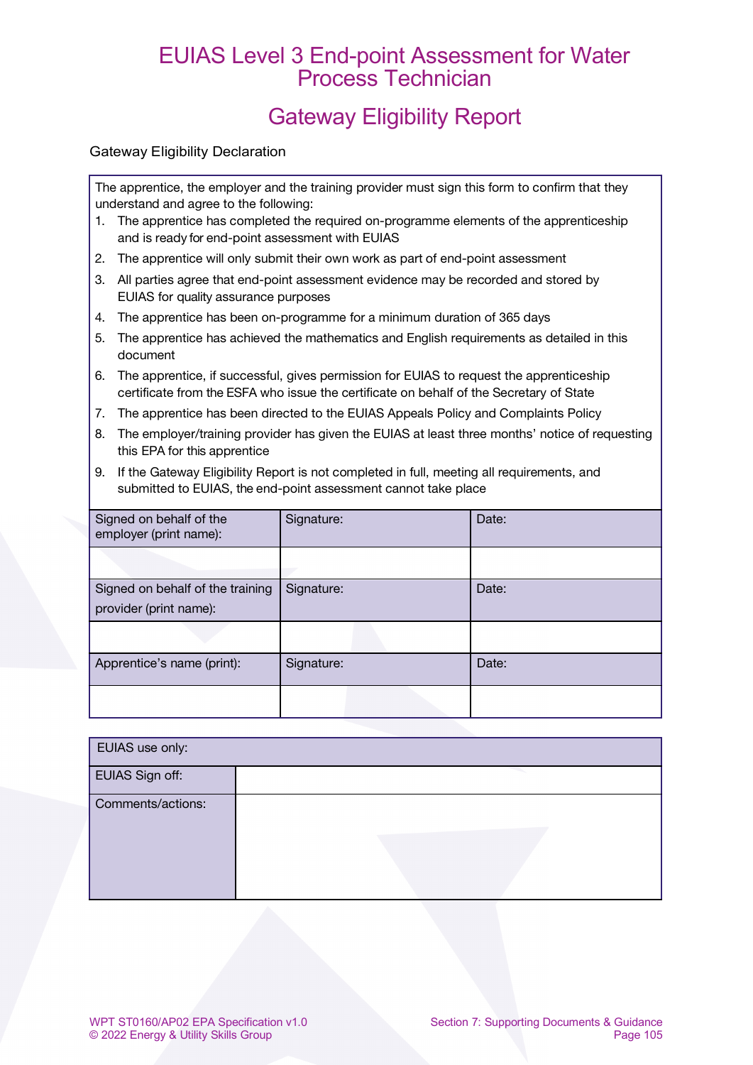# EUIAS Level 3 End-point Assessment for Water Process Technician

## Gateway Eligibility Report

Gateway Eligibility Declaration

The apprentice, the employer and the training provider must sign this form to confirm that they understand and agree to the following:

1. The apprentice has completed the required on-programme elements of the apprenticeship and is ready for end-point assessment with EUIAS
2. The apprentice will only submit their own work as part of end-point assessment
3. All parties agree that end-point assessment evidence may be recorded and stored by EUIAS for quality assurance purposes
4. The apprentice has been on-programme for a minimum duration of 365 days
5. The apprentice has achieved the mathematics and English requirements as detailed in this document
6. The apprentice, if successful, gives permission for EUIAS to request the apprenticeship certificate from the ESFA who issue the certificate on behalf of the Secretary of State
7. The apprentice has been directed to the EUIAS Appeals Policy and Complaints Policy
8. The employer/training provider has given the EUIAS at least three months' notice of requesting this EPA for this apprentice
9. If the Gateway Eligibility Report is not completed in full, meeting all requirements, and submitted to EUIAS, the end-point assessment cannot take place

| Signed on behalf of the employer (print name): | Signature: | Date: |
|---|---|---|
| | | |
| Signed on behalf of the training provider (print name): | Signature: | Date: |
| | | |
| Apprentice's name (print): | Signature: | Date: |
| | | |

| EUIAS use only: | |
|---|---|
| EUIAS Sign off: | |
| Comments/actions: | |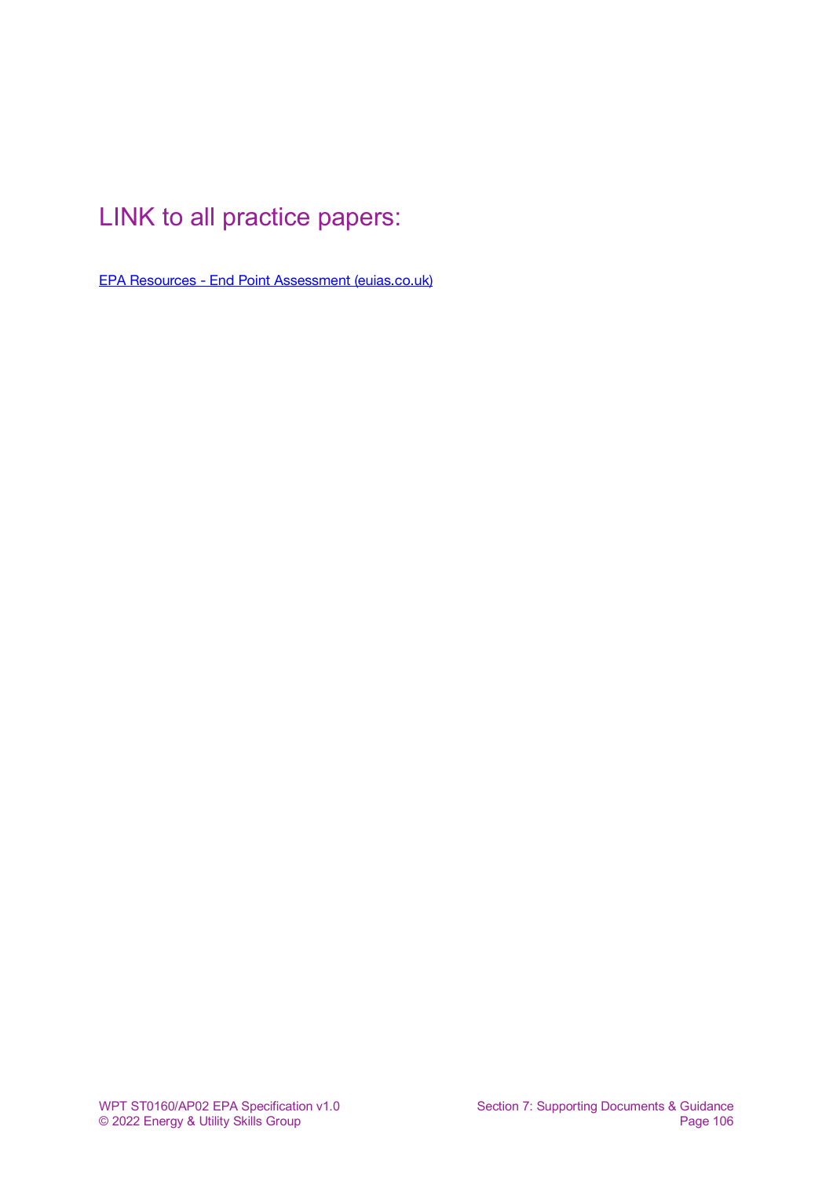# LINK to all practice papers:

[EPA Resources - End Point Assessment (euias.co.uk)]()